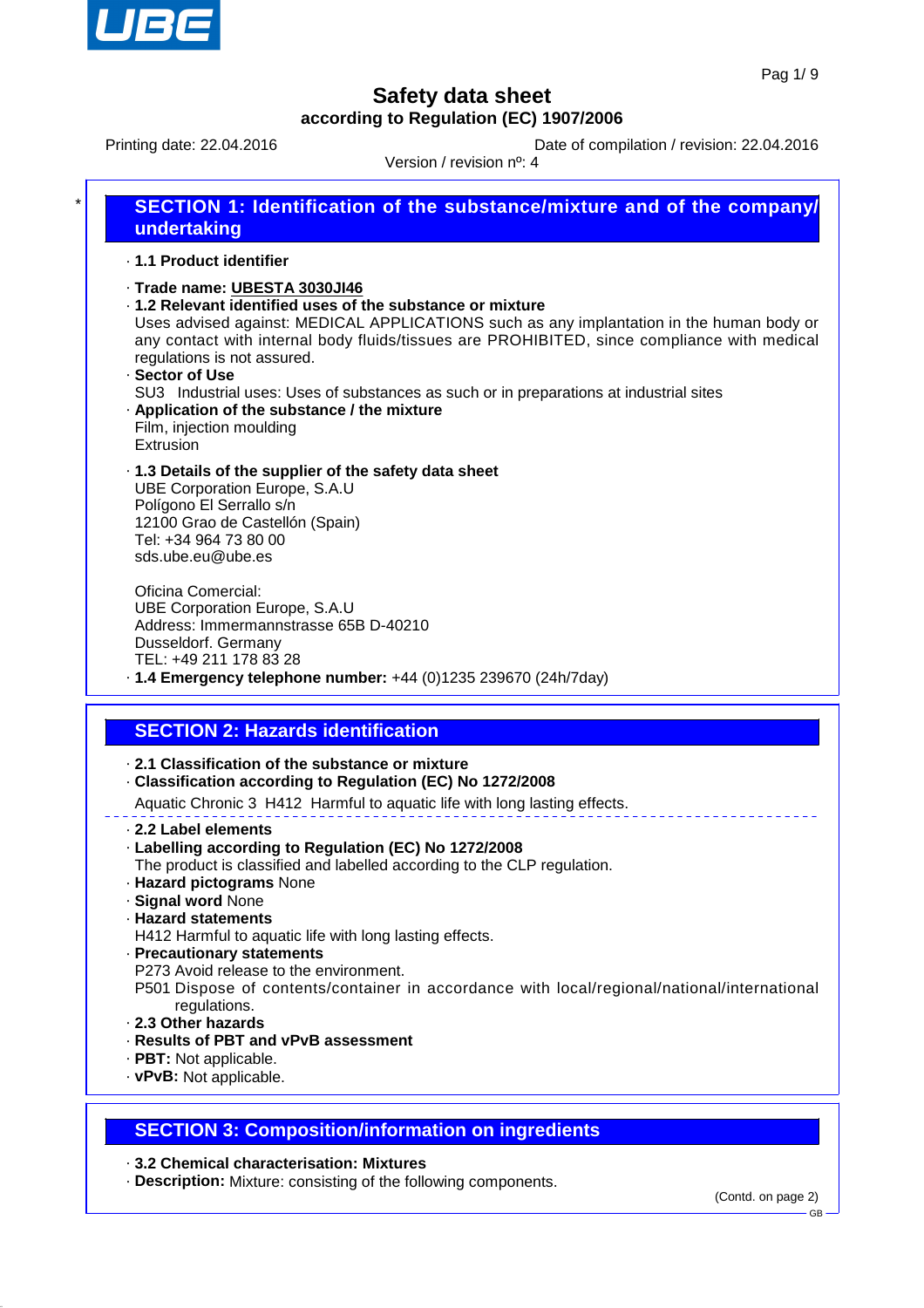# Safety data sheet

**according to Regulation (EC) 1907/2006**

Printing date: 22.04.2016 Date of compilation / revision: 22.04.2016

Version / revision nº: 4

## SECTION 1: Identification of the substance/mixture and of the company/undertaking

· **1.1 Product identifier**

· **Trade name: UBESTA 3030JI46**

· **1.2 Relevant identified uses of the substance or mixture**

Uses advised against: MEDICAL APPLICATIONS such as any implantation in the human body or any contact with internal body fluids/tissues are PROHIBITED, since compliance with medical regulations is not assured.

· **Sector of Use**

SU3 Industrial uses: Uses of substances as such or in preparations at industrial sites

· **Application of the substance / the mixture**

Film, injection moulding

Extrusion

· **1.3 Details of the supplier of the safety data sheet**

UBE Corporation Europe, S.A.U

Polígono El Serrallo s/n

12100 Grao de Castellón (Spain)

Tel: +34 964 73 80 00

sds.ube.eu@ube.es

Oficina Comercial:

UBE Corporation Europe, S.A.U

Address: Immermannstrasse 65B D-40210

Dusseldorf. Germany

TEL: +49 211 178 83 28

· **1.4 Emergency telephone number:** +44 (0)1235 239670 (24h/7day)

## SECTION 2: Hazards identification

· **2.1 Classification of the substance or mixture**

· **Classification according to Regulation (EC) No 1272/2008**

Aquatic Chronic 3 H412 Harmful to aquatic life with long lasting effects.

· **2.2 Label elements**

· **Labelling according to Regulation (EC) No 1272/2008**

The product is classified and labelled according to the CLP regulation.

· **Hazard pictograms** None

· **Signal word** None

· **Hazard statements**

H412 Harmful to aquatic life with long lasting effects.

· **Precautionary statements**

P273 Avoid release to the environment.

P501 Dispose of contents/container in accordance with local/regional/national/international regulations.

· **2.3 Other hazards**

· **Results of PBT and vPvB assessment**

· **PBT:** Not applicable.

· **vPvB:** Not applicable.

## SECTION 3: Composition/information on ingredients

· **3.2 Chemical characterisation: Mixtures**

· **Description:** Mixture: consisting of the following components.

(Contd. on page 2)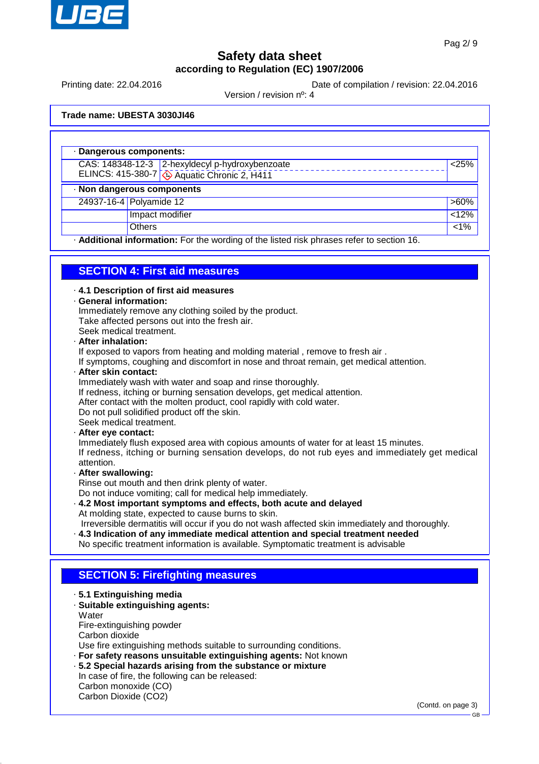**Trade name: UBESTA 3030JI46**

· **Dangerous components:**

| | | |
|---|---|---|
| CAS: 148348-12-3<br>ELINCS: 415-380-7 | 2-hexyldecyl p-hydroxybenzoate<br>Aquatic Chronic 2, H411 | <25% |

· **Non dangerous components**

| | | |
|---|---|---|
| 24937-16-4 | Polyamide 12 | >60% |
| | Impact modifier | <12% |
| | Others | <1% |

· **Additional information:** For the wording of the listed risk phrases refer to section 16.

## SECTION 4: First aid measures

· **4.1 Description of first aid measures**

· **General information:**
Immediately remove any clothing soiled by the product.
Take affected persons out into the fresh air.
Seek medical treatment.

· **After inhalation:**
If exposed to vapors from heating and molding material , remove to fresh air .
If symptoms, coughing and discomfort in nose and throat remain, get medical attention.

· **After skin contact:**
Immediately wash with water and soap and rinse thoroughly.
If redness, itching or burning sensation develops, get medical attention.
After contact with the molten product, cool rapidly with cold water.
Do not pull solidified product off the skin.
Seek medical treatment.

· **After eye contact:**
Immediately flush exposed area with copious amounts of water for at least 15 minutes.
If redness, itching or burning sensation develops, do not rub eyes and immediately get medical attention.

· **After swallowing:**
Rinse out mouth and then drink plenty of water.
Do not induce vomiting; call for medical help immediately.

· **4.2 Most important symptoms and effects, both acute and delayed**
At molding state, expected to cause burns to skin.
Irreversible dermatitis will occur if you do not wash affected skin immediately and thoroughly.

· **4.3 Indication of any immediate medical attention and special treatment needed**
No specific treatment information is available. Symptomatic treatment is advisable

## SECTION 5: Firefighting measures

· **5.1 Extinguishing media**

· **Suitable extinguishing agents:**
Water
Fire-extinguishing powder
Carbon dioxide
Use fire extinguishing methods suitable to surrounding conditions.

· **For safety reasons unsuitable extinguishing agents:** Not known

· **5.2 Special hazards arising from the substance or mixture**
In case of fire, the following can be released:
Carbon monoxide (CO)
Carbon Dioxide ($CO_2$)

(Contd. on page 3)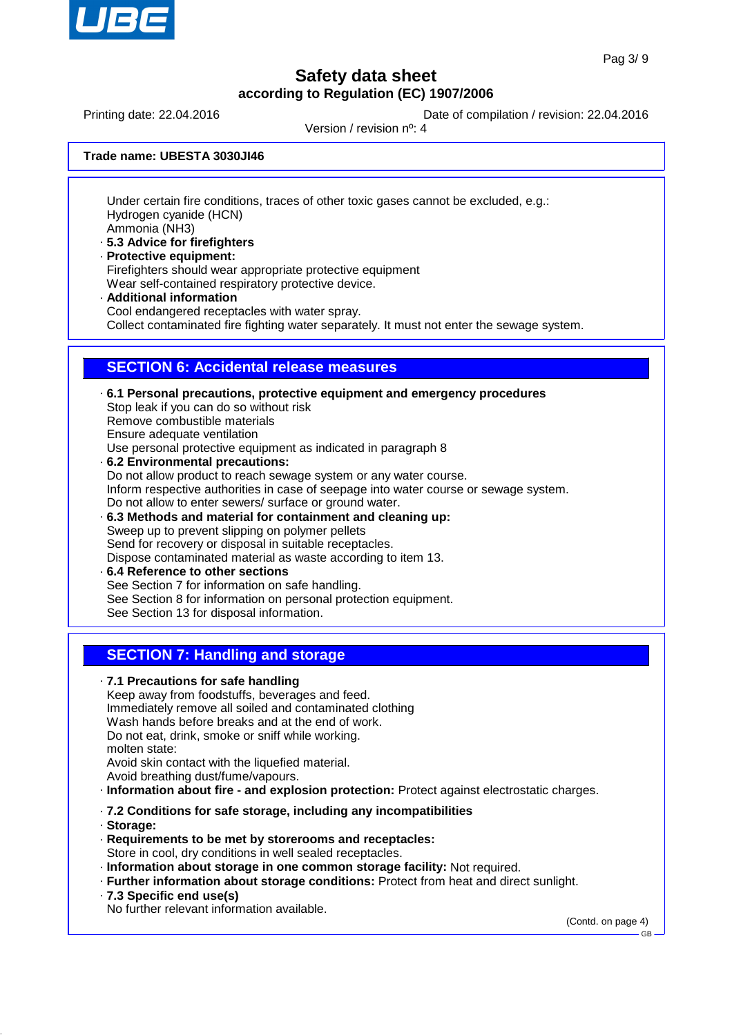Under certain fire conditions, traces of other toxic gases cannot be excluded, e.g.:
Hydrogen cyanide (HCN)
Ammonia ($NH_3$)

- **5.3 Advice for firefighters**
- **Protective equipment:**
  Firefighters should wear appropriate protective equipment
  Wear self-contained respiratory protective device.
- **Additional information**
  Cool endangered receptacles with water spray.
  Collect contaminated fire fighting water separately. It must not enter the sewage system.

## SECTION 6: Accidental release measures

- **6.1 Personal precautions, protective equipment and emergency procedures**
  Stop leak if you can do so without risk
  Remove combustible materials
  Ensure adequate ventilation
  Use personal protective equipment as indicated in paragraph 8
- **6.2 Environmental precautions:**
  Do not allow product to reach sewage system or any water course.
  Inform respective authorities in case of seepage into water course or sewage system.
  Do not allow to enter sewers/ surface or ground water.
- **6.3 Methods and material for containment and cleaning up:**
  Sweep up to prevent slipping on polymer pellets
  Send for recovery or disposal in suitable receptacles.
  Dispose contaminated material as waste according to item 13.
- **6.4 Reference to other sections**
  See Section 7 for information on safe handling.
  See Section 8 for information on personal protection equipment.
  See Section 13 for disposal information.

## SECTION 7: Handling and storage

- **7.1 Precautions for safe handling**
  Keep away from foodstuffs, beverages and feed.
  Immediately remove all soiled and contaminated clothing
  Wash hands before breaks and at the end of work.
  Do not eat, drink, smoke or sniff while working.
  molten state:
  Avoid skin contact with the liquefied material.
  Avoid breathing dust/fume/vapours.
- **Information about fire - and explosion protection:** Protect against electrostatic charges.
- **7.2 Conditions for safe storage, including any incompatibilities**
- **Storage:**
- **Requirements to be met by storerooms and receptacles:**
  Store in cool, dry conditions in well sealed receptacles.
- **Information about storage in one common storage facility:** Not required.
- **Further information about storage conditions:** Protect from heat and direct sunlight.
- **7.3 Specific end use(s)**
  No further relevant information available.

(Contd. on page 4)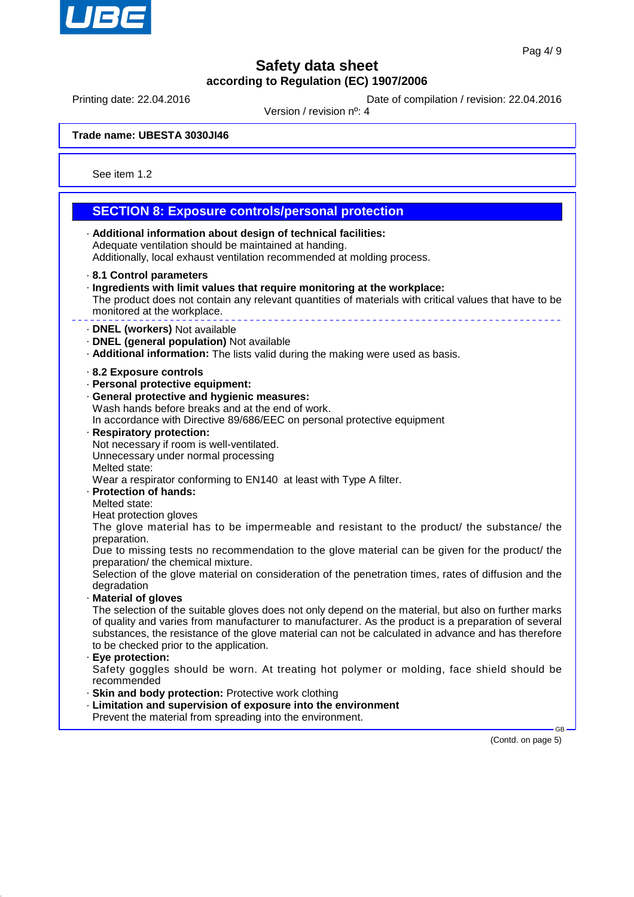Trade name: UBESTA 3030JI46

See item 1.2

## SECTION 8: Exposure controls/personal protection

· **Additional information about design of technical facilities:**
Adequate ventilation should be maintained at handing.
Additionally, local exhaust ventilation recommended at molding process.

· **8.1 Control parameters**
· **Ingredients with limit values that require monitoring at the workplace:**
The product does not contain any relevant quantities of materials with critical values that have to be monitored at the workplace.

· **DNEL (workers)** Not available
· **DNEL (general population)** Not available
· **Additional information:** The lists valid during the making were used as basis.

· **8.2 Exposure controls**
· **Personal protective equipment:**
· **General protective and hygienic measures:**
Wash hands before breaks and at the end of work.
In accordance with Directive 89/686/EEC on personal protective equipment
· **Respiratory protection:**
Not necessary if room is well-ventilated.
Unnecessary under normal processing
Melted state:
Wear a respirator conforming to EN140 at least with Type A filter.
· **Protection of hands:**
Melted state:
Heat protection gloves
The glove material has to be impermeable and resistant to the product/ the substance/ the preparation.
Due to missing tests no recommendation to the glove material can be given for the product/ the preparation/ the chemical mixture.
Selection of the glove material on consideration of the penetration times, rates of diffusion and the degradation
· **Material of gloves**
The selection of the suitable gloves does not only depend on the material, but also on further marks of quality and varies from manufacturer to manufacturer. As the product is a preparation of several substances, the resistance of the glove material can not be calculated in advance and has therefore to be checked prior to the application.
· **Eye protection:**
Safety goggles should be worn. At treating hot polymer or molding, face shield should be recommended
· **Skin and body protection:** Protective work clothing
· **Limitation and supervision of exposure into the environment**
Prevent the material from spreading into the environment.

(Contd. on page 5)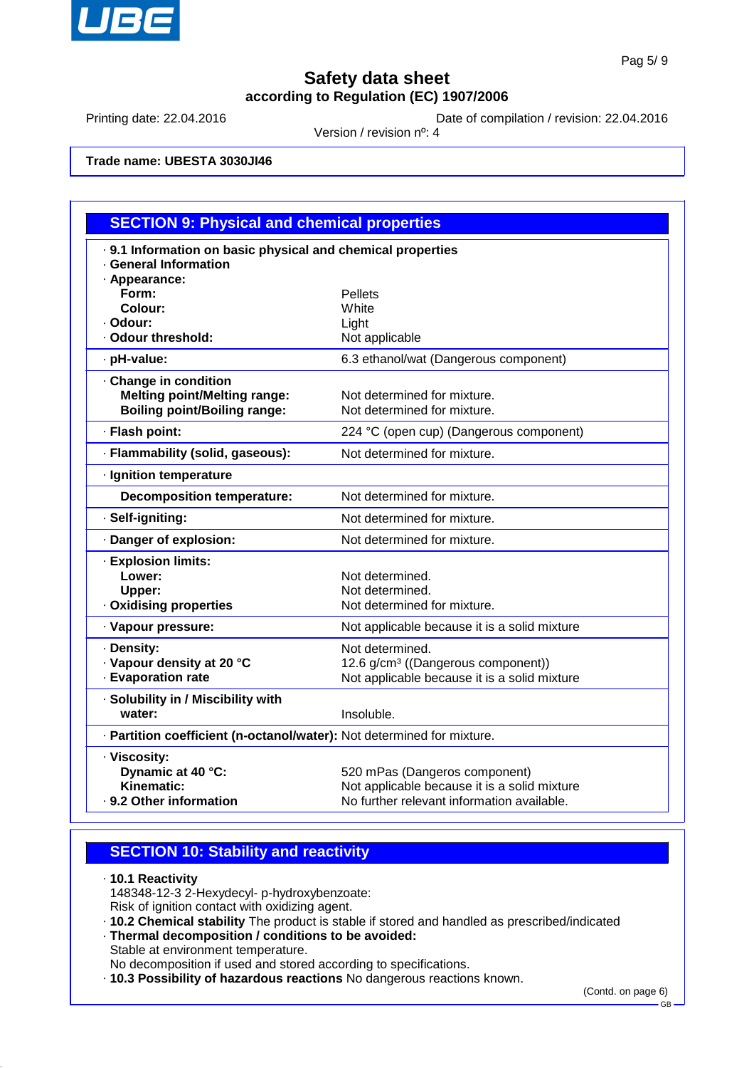**Trade name: UBESTA 3030JI46**

## SECTION 9: Physical and chemical properties

· **9.1 Information on basic physical and chemical properties**
· **General Information**
· **Appearance:**

| | |
|---|---|
| **Form:** | Pellets |
| **Colour:** | White |
| · **Odour:** | Light |
| · **Odour threshold:** | Not applicable |
| · **pH-value:** | 6.3 ethanol/wat (Dangerous component) |
| · **Change in condition** | |
| **Melting point/Melting range:** | Not determined for mixture. |
| **Boiling point/Boiling range:** | Not determined for mixture. |
| · **Flash point:** | 224 °C (open cup) (Dangerous component) |
| · **Flammability (solid, gaseous):** | Not determined for mixture. |
| · **Ignition temperature** | |
| **Decomposition temperature:** | Not determined for mixture. |
| · **Self-igniting:** | Not determined for mixture. |
| · **Danger of explosion:** | Not determined for mixture. |
| · **Explosion limits:** | |
| **Lower:** | Not determined. |
| **Upper:** | Not determined. |
| · **Oxidising properties** | Not determined for mixture. |
| · **Vapour pressure:** | Not applicable because it is a solid mixture |
| · **Density:** | Not determined. |
| · **Vapour density at 20 °C** | 12.6 g/cm³ ((Dangerous component)) |
| · **Evaporation rate** | Not applicable because it is a solid mixture |
| · **Solubility in / Miscibility with water:** | Insoluble. |
| · **Partition coefficient (n-octanol/water):** | Not determined for mixture. |
| · **Viscosity:** | |
| **Dynamic at 40 °C:** | 520 mPas (Dangeros component) |
| **Kinematic:** | Not applicable because it is a solid mixture |
| · **9.2 Other information** | No further relevant information available. |

## SECTION 10: Stability and reactivity

· **10.1 Reactivity**
148348-12-3 2-Hexydecyl- p-hydroxybenzoate:
Risk of ignition contact with oxidizing agent.
· **10.2 Chemical stability** The product is stable if stored and handled as prescribed/indicated
· **Thermal decomposition / conditions to be avoided:**
Stable at environment temperature.
No decomposition if used and stored according to specifications.
· **10.3 Possibility of hazardous reactions** No dangerous reactions known.

(Contd. on page 6)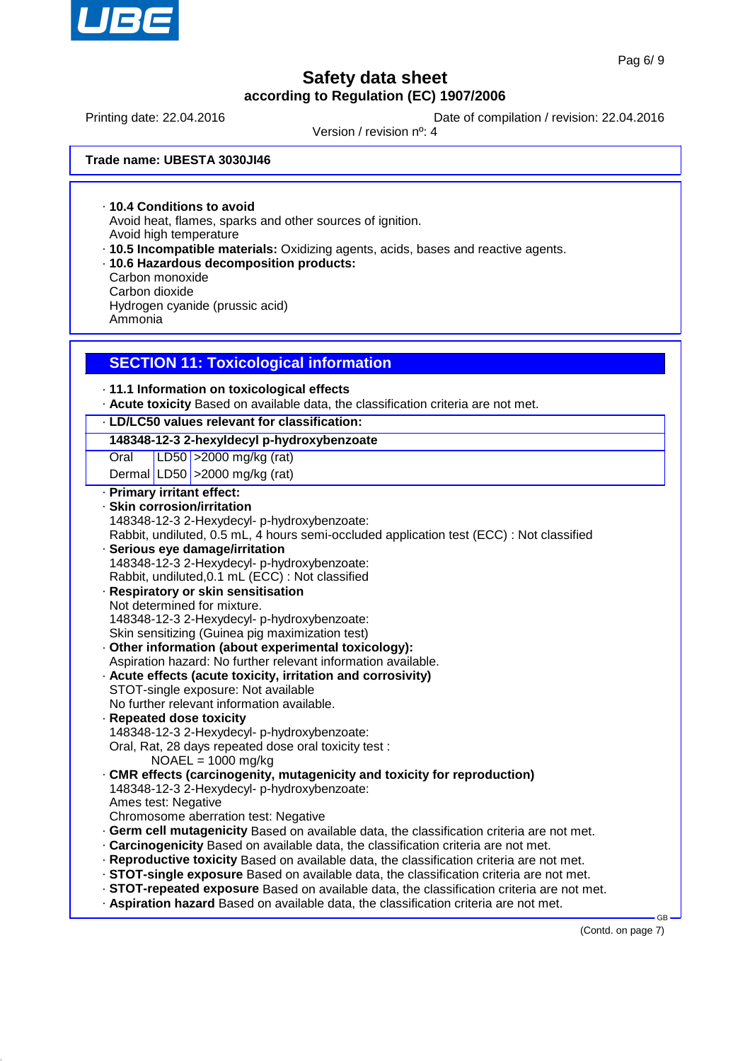**Trade name: UBESTA 3030JI46**

· **10.4 Conditions to avoid**
Avoid heat, flames, sparks and other sources of ignition.
Avoid high temperature
· **10.5 Incompatible materials:** Oxidizing agents, acids, bases and reactive agents.
· **10.6 Hazardous decomposition products:**
Carbon monoxide
Carbon dioxide
Hydrogen cyanide (prussic acid)
Ammonia

## SECTION 11: Toxicological information

· **11.1 Information on toxicological effects**
· **Acute toxicity** Based on available data, the classification criteria are not met.

| · LD/LC50 values relevant for classification: | | |
|---|---|---|
| **148348-12-3 2-hexyldecyl p-hydroxybenzoate** | | |
| Oral | LD50 | >2000 mg/kg (rat) |
| Dermal | LD50 | >2000 mg/kg (rat) |

· **Primary irritant effect:**
· **Skin corrosion/irritation**
148348-12-3 2-Hexydecyl- p-hydroxybenzoate:
Rabbit, undiluted, 0.5 mL, 4 hours semi-occluded application test (ECC) : Not classified
· **Serious eye damage/irritation**
148348-12-3 2-Hexydecyl- p-hydroxybenzoate:
Rabbit, undiluted,0.1 mL (ECC) : Not classified
· **Respiratory or skin sensitisation**
Not determined for mixture.
148348-12-3 2-Hexydecyl- p-hydroxybenzoate:
Skin sensitizing (Guinea pig maximization test)
· **Other information (about experimental toxicology):**
Aspiration hazard: No further relevant information available.
· **Acute effects (acute toxicity, irritation and corrosivity)**
STOT-single exposure: Not available
No further relevant information available.
· **Repeated dose toxicity**
148348-12-3 2-Hexydecyl- p-hydroxybenzoate:
Oral, Rat, 28 days repeated dose oral toxicity test :
NOAEL = 1000 mg/kg
· **CMR effects (carcinogenity, mutagenicity and toxicity for reproduction)**
148348-12-3 2-Hexydecyl- p-hydroxybenzoate:
Ames test: Negative
Chromosome aberration test: Negative
· **Germ cell mutagenicity** Based on available data, the classification criteria are not met.
· **Carcinogenicity** Based on available data, the classification criteria are not met.
· **Reproductive toxicity** Based on available data, the classification criteria are not met.
· **STOT-single exposure** Based on available data, the classification criteria are not met.
· **STOT-repeated exposure** Based on available data, the classification criteria are not met.
· **Aspiration hazard** Based on available data, the classification criteria are not met.

(Contd. on page 7)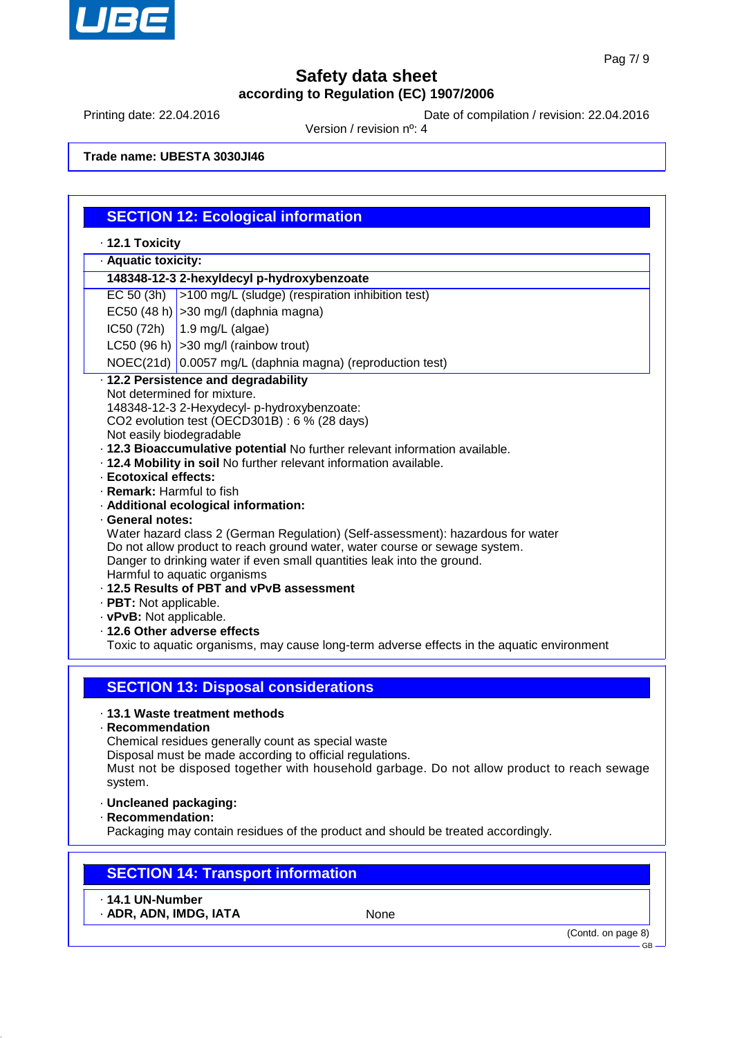Trade name: **UBESTA 3030JI46**

## SECTION 12: Ecological information

· **12.1 Toxicity**

· **Aquatic toxicity:**

| **148348-12-3 2-hexyldecyl p-hydroxybenzoate** | |
|---|---|
| EC 50 (3h) | >100 mg/L (sludge) (respiration inhibition test) |
| EC50 (48 h) | >30 mg/l (daphnia magna) |
| IC50 (72h) | 1.9 mg/L (algae) |
| LC50 (96 h) | >30 mg/l (rainbow trout) |
| NOEC(21d) | 0.0057 mg/L (daphnia magna) (reproduction test) |

· **12.2 Persistence and degradability**
Not determined for mixture.
148348-12-3 2-Hexydecyl- p-hydroxybenzoate:
$CO_2$ evolution test (OECD301B) : 6 % (28 days)
Not easily biodegradable

· **12.3 Bioaccumulative potential** No further relevant information available.

· **12.4 Mobility in soil** No further relevant information available.

· **Ecotoxical effects:**

· **Remark:** Harmful to fish

· **Additional ecological information:**

· **General notes:**
Water hazard class 2 (German Regulation) (Self-assessment): hazardous for water
Do not allow product to reach ground water, water course or sewage system.
Danger to drinking water if even small quantities leak into the ground.
Harmful to aquatic organisms

· **12.5 Results of PBT and vPvB assessment**

· **PBT:** Not applicable.

· **vPvB:** Not applicable.

· **12.6 Other adverse effects**
Toxic to aquatic organisms, may cause long-term adverse effects in the aquatic environment

## SECTION 13: Disposal considerations

· **13.1 Waste treatment methods**

· **Recommendation**
Chemical residues generally count as special waste
Disposal must be made according to official regulations.
Must not be disposed together with household garbage. Do not allow product to reach sewage system.

· **Uncleaned packaging:**

· **Recommendation:**
Packaging may contain residues of the product and should be treated accordingly.

## SECTION 14: Transport information

· **14.1 UN-Number**

· **ADR, ADN, IMDG, IATA** None

(Contd. on page 8)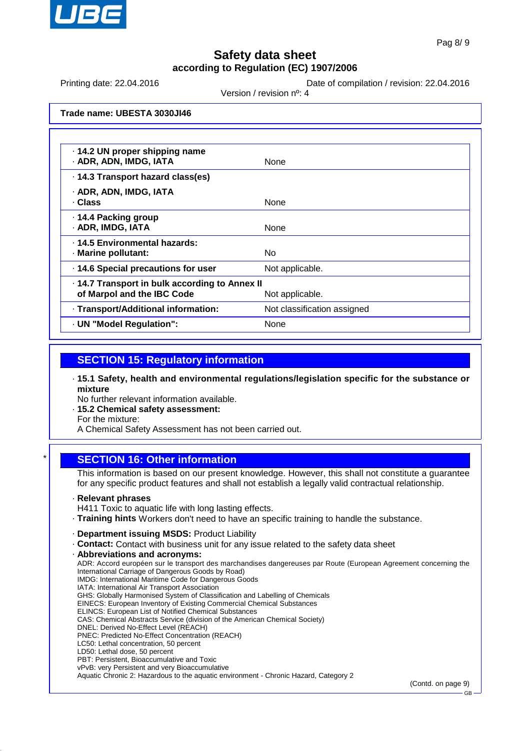**Trade name: UBESTA 3030JI46**

| | |
|---|---|
| · **14.2 UN proper shipping name** · **ADR, ADN, IMDG, IATA** | None |
| · **14.3 Transport hazard class(es)** · **ADR, ADN, IMDG, IATA** · **Class** | None |
| · **14.4 Packing group** · **ADR, IMDG, IATA** | None |
| · **14.5 Environmental hazards:** · **Marine pollutant:** | No |
| · **14.6 Special precautions for user** | Not applicable. |
| · **14.7 Transport in bulk according to Annex II of Marpol and the IBC Code** | Not applicable. |
| · **Transport/Additional information:** | Not classification assigned |
| · **UN "Model Regulation":** | None |

## SECTION 15: Regulatory information

· **15.1 Safety, health and environmental regulations/legislation specific for the substance or mixture**
No further relevant information available.

· **15.2 Chemical safety assessment:**
For the mixture:
A Chemical Safety Assessment has not been carried out.

## * SECTION 16: Other information

This information is based on our present knowledge. However, this shall not constitute a guarantee for any specific product features and shall not establish a legally valid contractual relationship.

· **Relevant phrases**
H411 Toxic to aquatic life with long lasting effects.

· **Training hints** Workers don't need to have an specific training to handle the substance.

· **Department issuing MSDS:** Product Liability

· **Contact:** Contact with business unit for any issue related to the safety data sheet

· **Abbreviations and acronyms:**
ADR: Accord européen sur le transport des marchandises dangereuses par Route (European Agreement concerning the International Carriage of Dangerous Goods by Road)
IMDG: International Maritime Code for Dangerous Goods
IATA: International Air Transport Association
GHS: Globally Harmonised System of Classification and Labelling of Chemicals
EINECS: European Inventory of Existing Commercial Chemical Substances
ELINCS: European List of Notified Chemical Substances
CAS: Chemical Abstracts Service (division of the American Chemical Society)
DNEL: Derived No-Effect Level (REACH)
PNEC: Predicted No-Effect Concentration (REACH)
LC50: Lethal concentration, 50 percent
LD50: Lethal dose, 50 percent
PBT: Persistent, Bioaccumulative and Toxic
vPvB: very Persistent and very Bioaccumulative
Aquatic Chronic 2: Hazardous to the aquatic environment - Chronic Hazard, Category 2

(Contd. on page 9)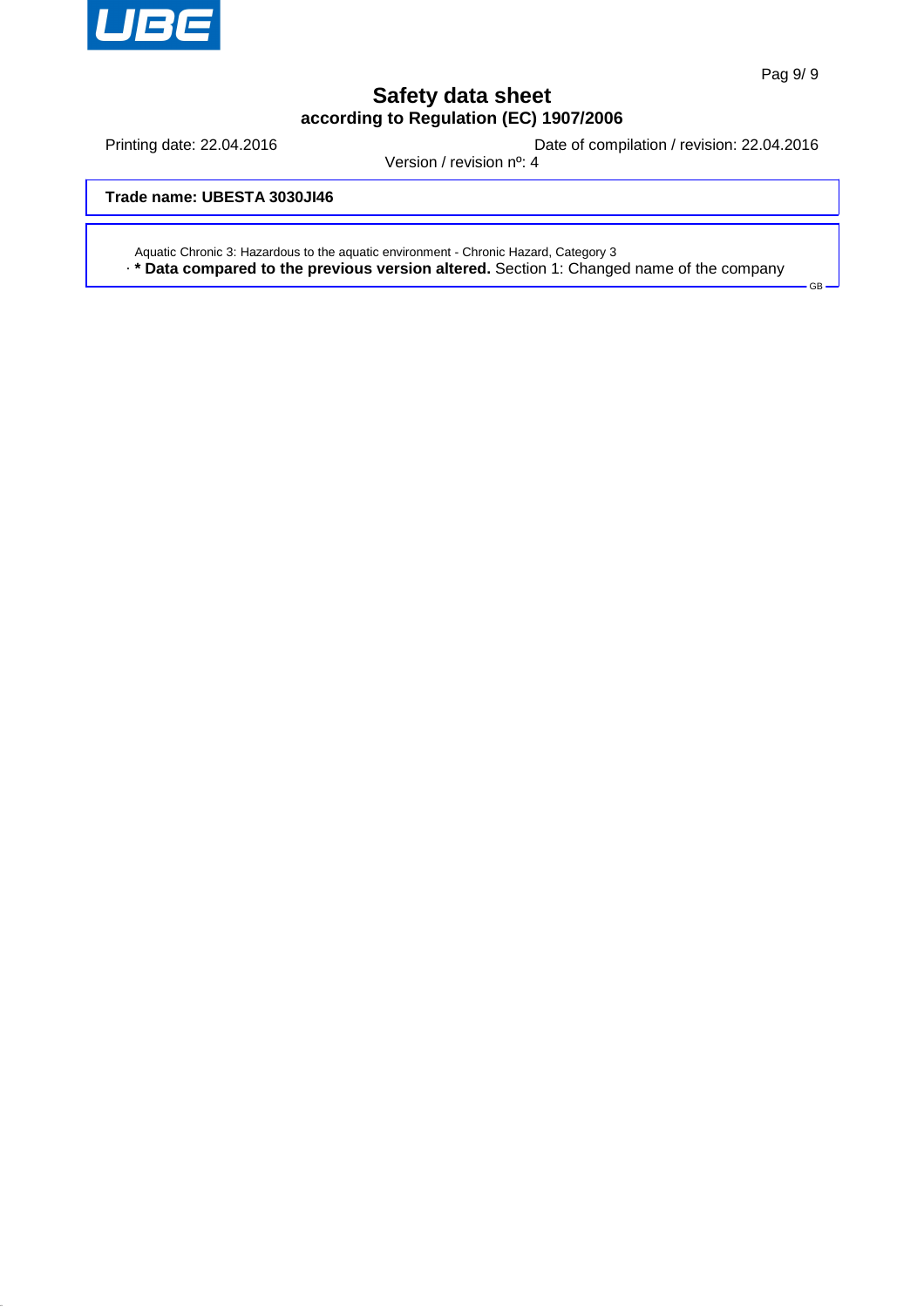Aquatic Chronic 3: Hazardous to the aquatic environment - Chronic Hazard, Category 3

· **\* Data compared to the previous version altered.** Section 1: Changed name of the company